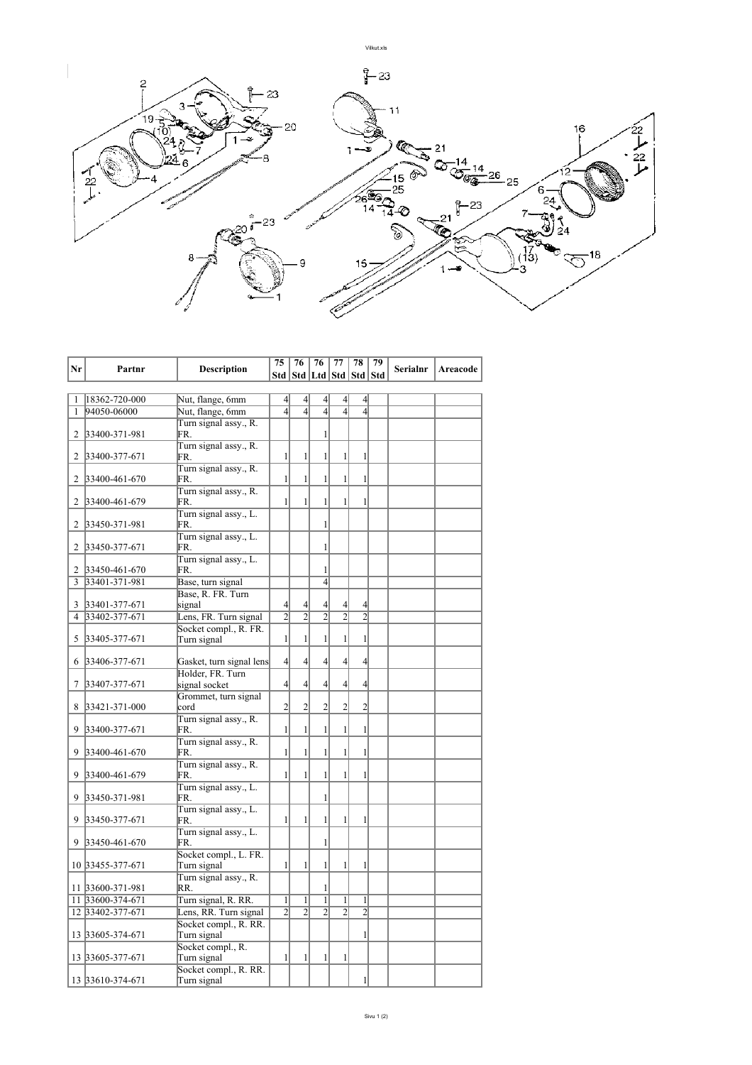| Nr | Partnr | Description | 75 Std | 76 Std | 76 Ltd | 77 Std | 78 Std | 79 Std | Serialnr | Areacode |
|---|---|---|---|---|---|---|---|---|---|---|
| 1 | 18362-720-000 | Nut, flange, 6mm | 4 | 4 | 4 | 4 | 4 | | | |
| 1 | 94050-06000 | Nut, flange, 6mm | 4 | 4 | 4 | 4 | 4 | | | |
| 2 | 33400-371-981 | Turn signal assy., R. FR. | | | 1 | | | | | |
| 2 | 33400-377-671 | Turn signal assy., R. FR. | 1 | 1 | 1 | 1 | 1 | | | |
| 2 | 33400-461-670 | Turn signal assy., R. FR. | 1 | 1 | 1 | 1 | 1 | | | |
| 2 | 33400-461-679 | Turn signal assy., R. FR. | 1 | 1 | 1 | 1 | 1 | | | |
| 2 | 33450-371-981 | Turn signal assy., L. FR. | | | 1 | | | | | |
| 2 | 33450-377-671 | Turn signal assy., L. FR. | | | 1 | | | | | |
| 2 | 33450-461-670 | Turn signal assy., L. FR. | | | 1 | | | | | |
| 3 | 33401-371-981 | Base, turn signal | | | 4 | | | | | |
| 3 | 33401-377-671 | Base, R. FR. Turn signal | 4 | 4 | 4 | 4 | 4 | | | |
| 4 | 33402-377-671 | Lens, FR. Turn signal | 2 | 2 | 2 | 2 | 2 | | | |
| 5 | 33405-377-671 | Socket compl., R. FR. Turn signal | 1 | 1 | 1 | 1 | 1 | | | |
| 6 | 33406-377-671 | Gasket, turn signal lens | 4 | 4 | 4 | 4 | 4 | | | |
| 7 | 33407-377-671 | Holder, FR. Turn signal socket | 4 | 4 | 4 | 4 | 4 | | | |
| 8 | 33421-371-000 | Grommet, turn signal cord | 2 | 2 | 2 | 2 | 2 | | | |
| 9 | 33400-377-671 | Turn signal assy., R. FR. | 1 | 1 | 1 | 1 | 1 | | | |
| 9 | 33400-461-670 | Turn signal assy., R. FR. | 1 | 1 | 1 | 1 | 1 | | | |
| 9 | 33400-461-679 | Turn signal assy., R. FR. | 1 | 1 | 1 | 1 | 1 | | | |
| 9 | 33450-371-981 | Turn signal assy., L. FR. | | | 1 | | | | | |
| 9 | 33450-377-671 | Turn signal assy., L. FR. | 1 | 1 | 1 | 1 | 1 | | | |
| 9 | 33450-461-670 | Turn signal assy., L. FR. | | | 1 | | | | | |
| 10 | 33455-377-671 | Socket compl., L. FR. Turn signal | 1 | 1 | 1 | 1 | 1 | | | |
| 11 | 33600-371-981 | Turn signal assy., R. RR. | | | 1 | | | | | |
| 11 | 33600-374-671 | Turn signal, R. RR. | 1 | 1 | 1 | 1 | 1 | | | |
| 12 | 33402-377-671 | Lens, RR. Turn signal | 2 | 2 | 2 | 2 | 2 | | | |
| 13 | 33605-374-671 | Socket compl., R. RR. Turn signal | | | | | 1 | | | |
| 13 | 33605-377-671 | Socket compl., R. Turn signal | 1 | 1 | 1 | 1 | | | | |
| 13 | 33610-374-671 | Socket compl., R. RR. Turn signal | | | | | 1 | | | |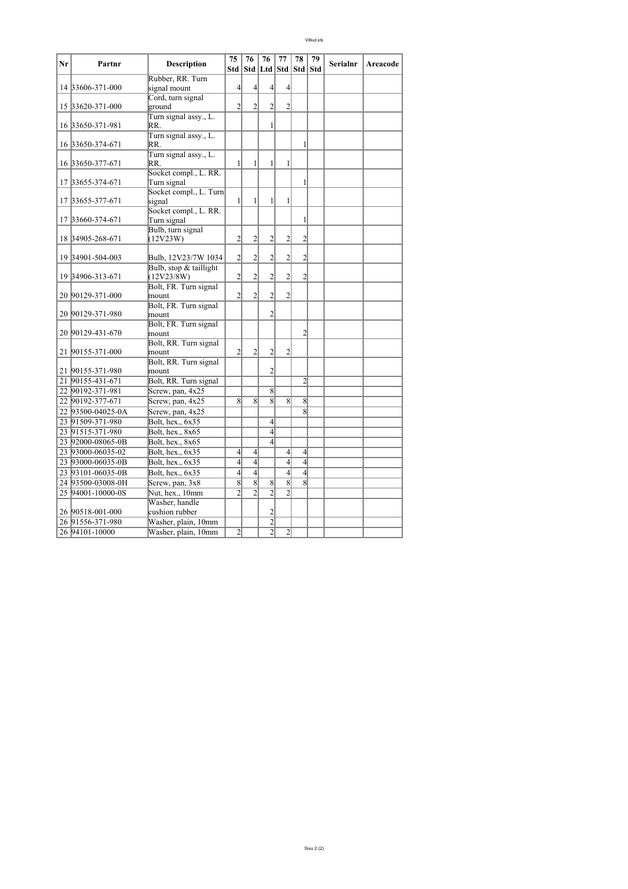| Nr | Partnr | Description | 75 Std | 76 Std | 76 Ltd | 77 Std | 78 Std | 79 Std | Serialnr | Areacode |
|---|---|---|---|---|---|---|---|---|---|---|
| 14 | 33606-371-000 | Rubber, RR. Turn signal mount | 4 | 4 | 4 | 4 | | | | |
| 15 | 33620-371-000 | Cord, turn signal ground | 2 | 2 | 2 | 2 | | | | |
| 16 | 33650-371-981 | Turn signal assy., L. RR. | | | 1 | | | | | |
| 16 | 33650-374-671 | Turn signal assy., L. RR. | | | | | 1 | | | |
| 16 | 33650-377-671 | Turn signal assy., L. RR. | 1 | 1 | 1 | 1 | | | | |
| 17 | 33655-374-671 | Socket compl., L. RR. Turn signal | | | | | 1 | | | |
| 17 | 33655-377-671 | Socket compl., L. Turn signal | 1 | 1 | 1 | 1 | | | | |
| 17 | 33660-374-671 | Socket compl., L. RR. Turn signal | | | | | 1 | | | |
| 18 | 34905-268-671 | Bulb, turn signal (12V23W) | 2 | 2 | 2 | 2 | 2 | | | |
| 19 | 34901-504-003 | Bulb, 12V23/7W 1034 | 2 | 2 | 2 | 2 | 2 | | | |
| 19 | 34906-313-671 | Bulb, stop & taillight (12V23/8W) | 2 | 2 | 2 | 2 | 2 | | | |
| 20 | 90129-371-000 | Bolt, FR. Turn signal mount | 2 | 2 | 2 | 2 | | | | |
| 20 | 90129-371-980 | Bolt, FR. Turn signal mount | | | 2 | | | | | |
| 20 | 90129-431-670 | Bolt, FR. Turn signal mount | | | | | 2 | | | |
| 21 | 90155-371-000 | Bolt, RR. Turn signal mount | 2 | 2 | 2 | 2 | | | | |
| 21 | 90155-371-980 | Bolt, RR. Turn signal mount | | | 2 | | | | | |
| 21 | 90155-431-671 | Bolt, RR. Turn signal | | | | | 2 | | | |
| 22 | 90192-371-981 | Screw, pan, 4x25 | | | 8 | | | | | |
| 22 | 90192-377-671 | Screw, pan, 4x25 | 8 | 8 | 8 | 8 | 8 | | | |
| 22 | 93500-04025-0A | Screw, pan, 4x25 | | | | | 8 | | | |
| 23 | 91509-371-980 | Bolt, hex., 6x35 | | | 4 | | | | | |
| 23 | 91515-371-980 | Bolt, hex., 8x65 | | | 4 | | | | | |
| 23 | 92000-08065-0B | Bolt, hex., 8x65 | | | 4 | | | | | |
| 23 | 93000-06035-02 | Bolt, hex., 6x35 | 4 | 4 | | 4 | 4 | | | |
| 23 | 93000-06035-0B | Bolt, hex., 6x35 | 4 | 4 | | 4 | 4 | | | |
| 23 | 93101-06035-0B | Bolt, hex., 6x35 | 4 | 4 | | 4 | 4 | | | |
| 24 | 93500-03008-0H | Screw, pan, 3x8 | 8 | 8 | 8 | 8 | 8 | | | |
| 25 | 94001-10000-0S | Nut, hex., 10mm | 2 | 2 | 2 | 2 | | | | |
| 26 | 90518-001-000 | Washer, handle cushion rubber | | | 2 | | | | | |
| 26 | 91556-371-980 | Washer, plain, 10mm | | | 2 | | | | | |
| 26 | 94101-10000 | Washer, plain, 10mm | 2 | | 2 | 2 | | | | |